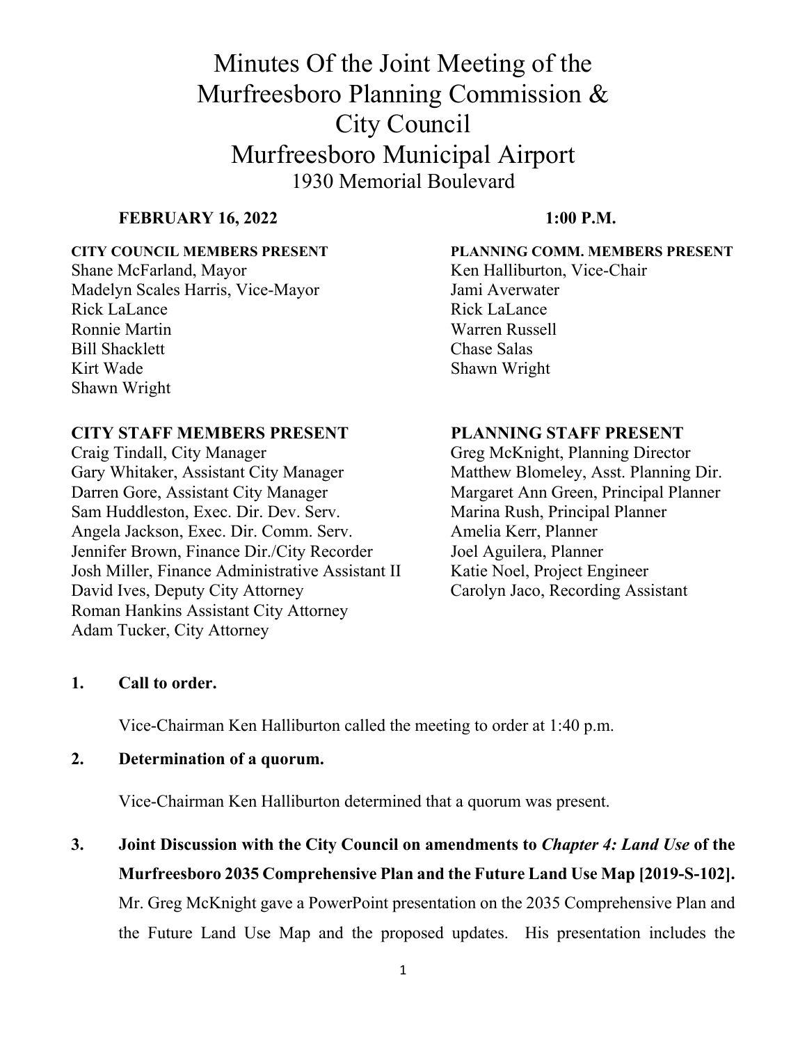# Minutes Of the Joint Meeting of the Murfreesboro Planning Commission & City Council
## Murfreesboro Municipal Airport
### 1930 Memorial Boulevard

**FEBRUARY 16, 2022** **1:00 P.M.**

**CITY COUNCIL MEMBERS PRESENT**
Shane McFarland, Mayor
Madelyn Scales Harris, Vice-Mayor
Rick LaLance
Ronnie Martin
Bill Shacklett
Kirt Wade
Shawn Wright

**PLANNING COMM. MEMBERS PRESENT**
Ken Halliburton, Vice-Chair
Jami Averwater
Rick LaLance
Warren Russell
Chase Salas
Shawn Wright

**CITY STAFF MEMBERS PRESENT**
Craig Tindall, City Manager
Gary Whitaker, Assistant City Manager
Darren Gore, Assistant City Manager
Sam Huddleston, Exec. Dir. Dev. Serv.
Angela Jackson, Exec. Dir. Comm. Serv.
Jennifer Brown, Finance Dir./City Recorder
Josh Miller, Finance Administrative Assistant II
David Ives, Deputy City Attorney
Roman Hankins Assistant City Attorney
Adam Tucker, City Attorney

**PLANNING STAFF PRESENT**
Greg McKnight, Planning Director
Matthew Blomeley, Asst. Planning Dir.
Margaret Ann Green, Principal Planner
Marina Rush, Principal Planner
Amelia Kerr, Planner
Joel Aguilera, Planner
Katie Noel, Project Engineer
Carolyn Jaco, Recording Assistant

**1. Call to order.**

Vice-Chairman Ken Halliburton called the meeting to order at 1:40 p.m.

**2. Determination of a quorum.**

Vice-Chairman Ken Halliburton determined that a quorum was present.

**3. Joint Discussion with the City Council on amendments to *Chapter 4: Land Use* of the Murfreesboro 2035 Comprehensive Plan and the Future Land Use Map [2019-S-102].**

Mr. Greg McKnight gave a PowerPoint presentation on the 2035 Comprehensive Plan and the Future Land Use Map and the proposed updates. His presentation includes the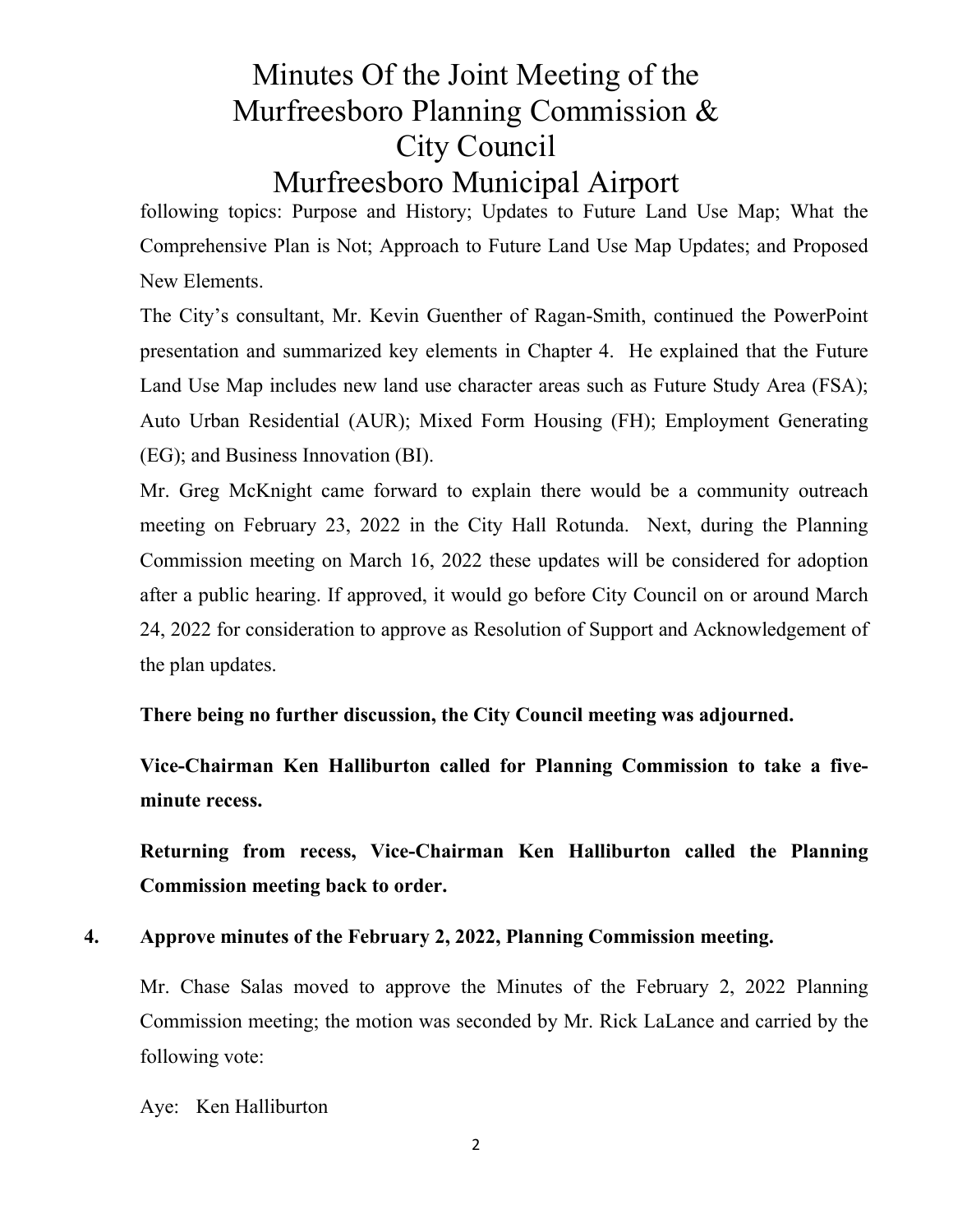following topics: Purpose and History; Updates to Future Land Use Map; What the Comprehensive Plan is Not; Approach to Future Land Use Map Updates; and Proposed New Elements.

The City's consultant, Mr. Kevin Guenther of Ragan-Smith, continued the PowerPoint presentation and summarized key elements in Chapter 4. He explained that the Future Land Use Map includes new land use character areas such as Future Study Area (FSA); Auto Urban Residential (AUR); Mixed Form Housing (FH); Employment Generating (EG); and Business Innovation (BI).

Mr. Greg McKnight came forward to explain there would be a community outreach meeting on February 23, 2022 in the City Hall Rotunda. Next, during the Planning Commission meeting on March 16, 2022 these updates will be considered for adoption after a public hearing. If approved, it would go before City Council on or around March 24, 2022 for consideration to approve as Resolution of Support and Acknowledgement of the plan updates.

**There being no further discussion, the City Council meeting was adjourned.**

**Vice-Chairman Ken Halliburton called for Planning Commission to take a five-minute recess.**

**Returning from recess, Vice-Chairman Ken Halliburton called the Planning Commission meeting back to order.**

**4. Approve minutes of the February 2, 2022, Planning Commission meeting.**

Mr. Chase Salas moved to approve the Minutes of the February 2, 2022 Planning Commission meeting; the motion was seconded by Mr. Rick LaLance and carried by the following vote:

Aye: Ken Halliburton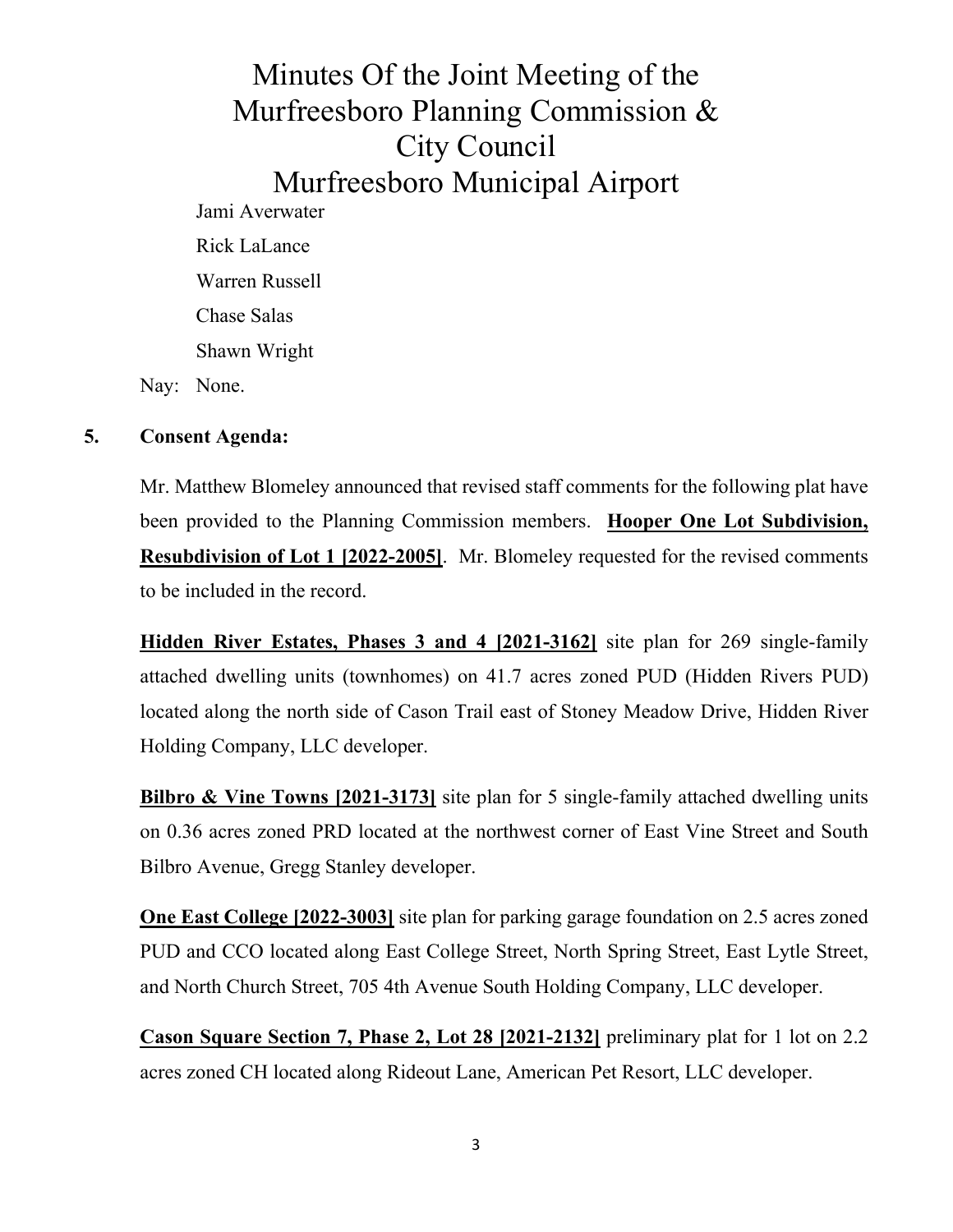# Minutes Of the Joint Meeting of the Murfreesboro Planning Commission & City Council Murfreesboro Municipal Airport

Jami Averwater

Rick LaLance

Warren Russell

Chase Salas

Shawn Wright

Nay: None.

**5. Consent Agenda:**

Mr. Matthew Blomeley announced that revised staff comments for the following plat have been provided to the Planning Commission members. **Hooper One Lot Subdivision, Resubdivision of Lot 1 [2022-2005]**. Mr. Blomeley requested for the revised comments to be included in the record.

**Hidden River Estates, Phases 3 and 4 [2021-3162]** site plan for 269 single-family attached dwelling units (townhomes) on 41.7 acres zoned PUD (Hidden Rivers PUD) located along the north side of Cason Trail east of Stoney Meadow Drive, Hidden River Holding Company, LLC developer.

**Bilbro & Vine Towns [2021-3173]** site plan for 5 single-family attached dwelling units on 0.36 acres zoned PRD located at the northwest corner of East Vine Street and South Bilbro Avenue, Gregg Stanley developer.

**One East College [2022-3003]** site plan for parking garage foundation on 2.5 acres zoned PUD and CCO located along East College Street, North Spring Street, East Lytle Street, and North Church Street, 705 4th Avenue South Holding Company, LLC developer.

**Cason Square Section 7, Phase 2, Lot 28 [2021-2132]** preliminary plat for 1 lot on 2.2 acres zoned CH located along Rideout Lane, American Pet Resort, LLC developer.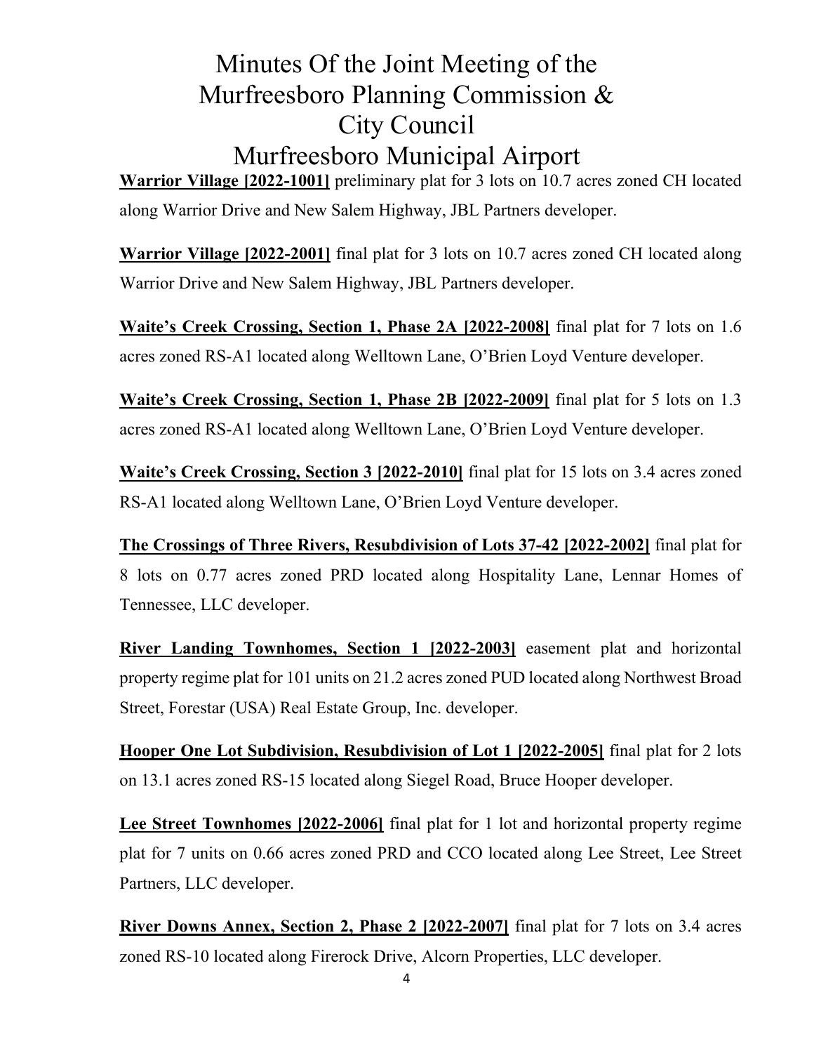# Minutes Of the Joint Meeting of the Murfreesboro Planning Commission & City Council Murfreesboro Municipal Airport

**Warrior Village [2022-1001]** preliminary plat for 3 lots on 10.7 acres zoned CH located along Warrior Drive and New Salem Highway, JBL Partners developer.

**Warrior Village [2022-2001]** final plat for 3 lots on 10.7 acres zoned CH located along Warrior Drive and New Salem Highway, JBL Partners developer.

**Waite's Creek Crossing, Section 1, Phase 2A [2022-2008]** final plat for 7 lots on 1.6 acres zoned RS-A1 located along Welltown Lane, O'Brien Loyd Venture developer.

**Waite's Creek Crossing, Section 1, Phase 2B [2022-2009]** final plat for 5 lots on 1.3 acres zoned RS-A1 located along Welltown Lane, O'Brien Loyd Venture developer.

**Waite's Creek Crossing, Section 3 [2022-2010]** final plat for 15 lots on 3.4 acres zoned RS-A1 located along Welltown Lane, O'Brien Loyd Venture developer.

**The Crossings of Three Rivers, Resubdivision of Lots 37-42 [2022-2002]** final plat for 8 lots on 0.77 acres zoned PRD located along Hospitality Lane, Lennar Homes of Tennessee, LLC developer.

**River Landing Townhomes, Section 1 [2022-2003]** easement plat and horizontal property regime plat for 101 units on 21.2 acres zoned PUD located along Northwest Broad Street, Forestar (USA) Real Estate Group, Inc. developer.

**Hooper One Lot Subdivision, Resubdivision of Lot 1 [2022-2005]** final plat for 2 lots on 13.1 acres zoned RS-15 located along Siegel Road, Bruce Hooper developer.

**Lee Street Townhomes [2022-2006]** final plat for 1 lot and horizontal property regime plat for 7 units on 0.66 acres zoned PRD and CCO located along Lee Street, Lee Street Partners, LLC developer.

**River Downs Annex, Section 2, Phase 2 [2022-2007]** final plat for 7 lots on 3.4 acres zoned RS-10 located along Firerock Drive, Alcorn Properties, LLC developer.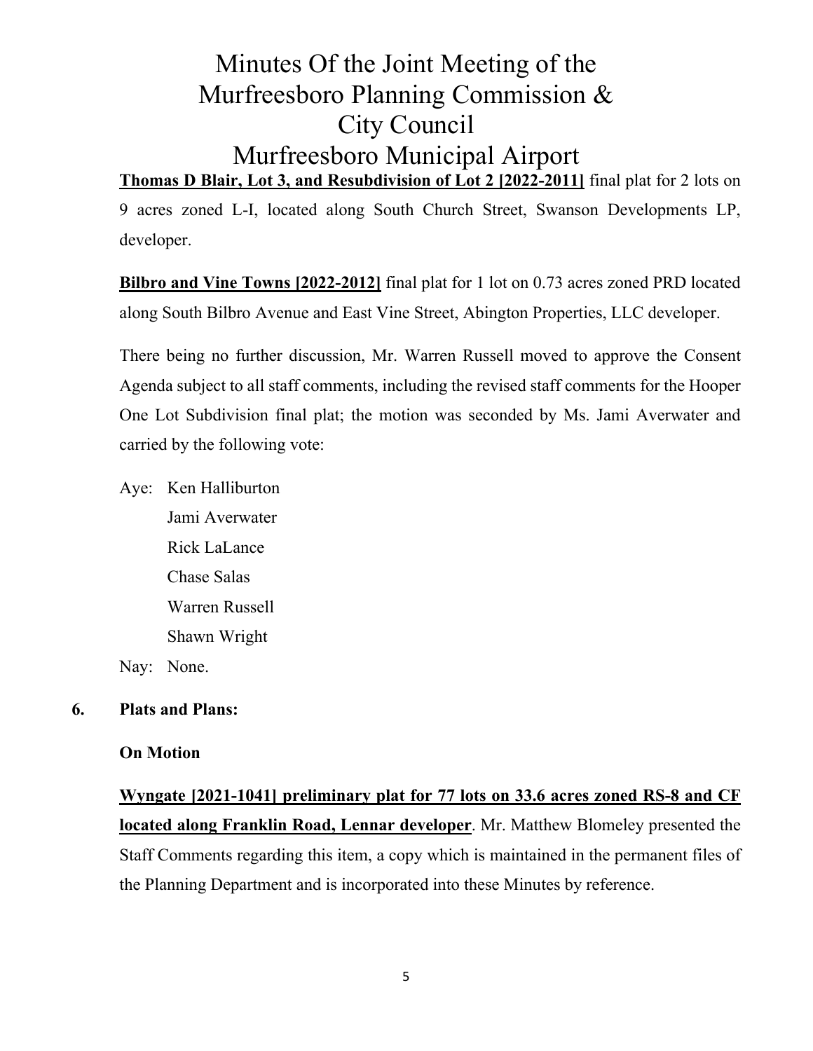# Minutes Of the Joint Meeting of the Murfreesboro Planning Commission & City Council Murfreesboro Municipal Airport

**Thomas D Blair, Lot 3, and Resubdivision of Lot 2 [2022-2011]** final plat for 2 lots on 9 acres zoned L-I, located along South Church Street, Swanson Developments LP, developer.

**Bilbro and Vine Towns [2022-2012]** final plat for 1 lot on 0.73 acres zoned PRD located along South Bilbro Avenue and East Vine Street, Abington Properties, LLC developer.

There being no further discussion, Mr. Warren Russell moved to approve the Consent Agenda subject to all staff comments, including the revised staff comments for the Hooper One Lot Subdivision final plat; the motion was seconded by Ms. Jami Averwater and carried by the following vote:

Aye: Ken Halliburton
Jami Averwater
Rick LaLance
Chase Salas
Warren Russell
Shawn Wright

Nay: None.

**6. Plats and Plans:**

**On Motion**

**Wyngate [2021-1041] preliminary plat for 77 lots on 33.6 acres zoned RS-8 and CF located along Franklin Road, Lennar developer**. Mr. Matthew Blomeley presented the Staff Comments regarding this item, a copy which is maintained in the permanent files of the Planning Department and is incorporated into these Minutes by reference.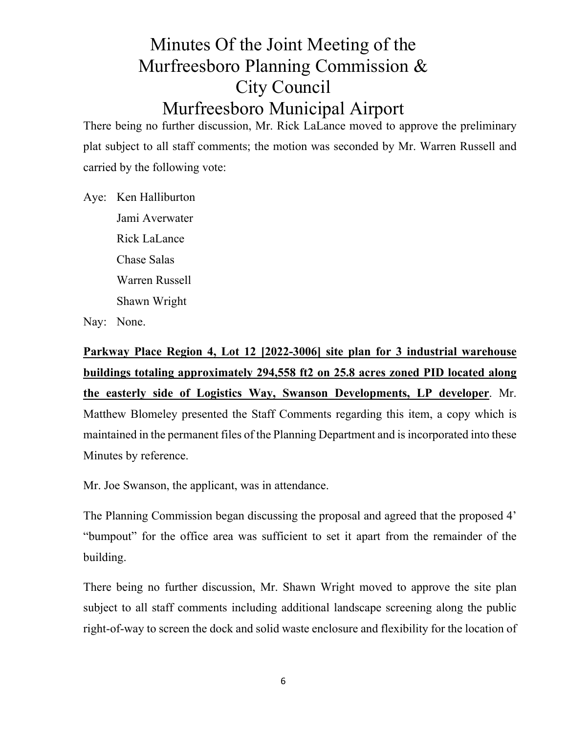There being no further discussion, Mr. Rick LaLance moved to approve the preliminary plat subject to all staff comments; the motion was seconded by Mr. Warren Russell and carried by the following vote:

Aye: Ken Halliburton
Jami Averwater
Rick LaLance
Chase Salas
Warren Russell
Shawn Wright

Nay: None.

**Parkway Place Region 4, Lot 12 [2022-3006] site plan for 3 industrial warehouse buildings totaling approximately 294,558 ft2 on 25.8 acres zoned PID located along the easterly side of Logistics Way, Swanson Developments, LP developer**. Mr. Matthew Blomeley presented the Staff Comments regarding this item, a copy which is maintained in the permanent files of the Planning Department and is incorporated into these Minutes by reference.

Mr. Joe Swanson, the applicant, was in attendance.

The Planning Commission began discussing the proposal and agreed that the proposed 4' "bumpout" for the office area was sufficient to set it apart from the remainder of the building.

There being no further discussion, Mr. Shawn Wright moved to approve the site plan subject to all staff comments including additional landscape screening along the public right-of-way to screen the dock and solid waste enclosure and flexibility for the location of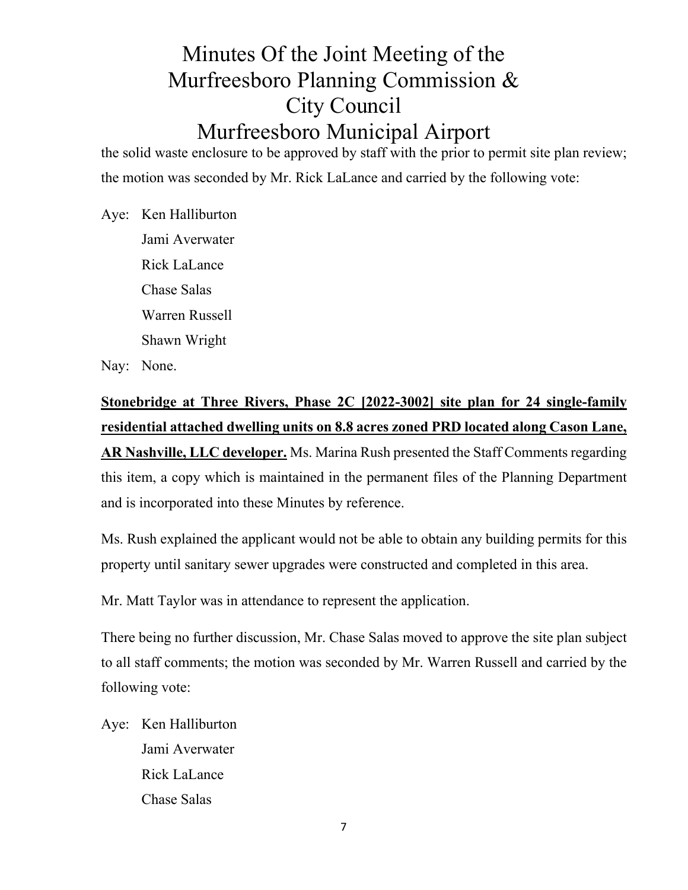the solid waste enclosure to be approved by staff with the prior to permit site plan review; the motion was seconded by Mr. Rick LaLance and carried by the following vote:

Aye: Ken Halliburton
Jami Averwater
Rick LaLance
Chase Salas
Warren Russell
Shawn Wright

Nay: None.

**<u>Stonebridge at Three Rivers, Phase 2C [2022-3002] site plan for 24 single-family residential attached dwelling units on 8.8 acres zoned PRD located along Cason Lane, AR Nashville, LLC developer.</u>** Ms. Marina Rush presented the Staff Comments regarding this item, a copy which is maintained in the permanent files of the Planning Department and is incorporated into these Minutes by reference.

Ms. Rush explained the applicant would not be able to obtain any building permits for this property until sanitary sewer upgrades were constructed and completed in this area.

Mr. Matt Taylor was in attendance to represent the application.

There being no further discussion, Mr. Chase Salas moved to approve the site plan subject to all staff comments; the motion was seconded by Mr. Warren Russell and carried by the following vote:

Aye: Ken Halliburton
Jami Averwater
Rick LaLance
Chase Salas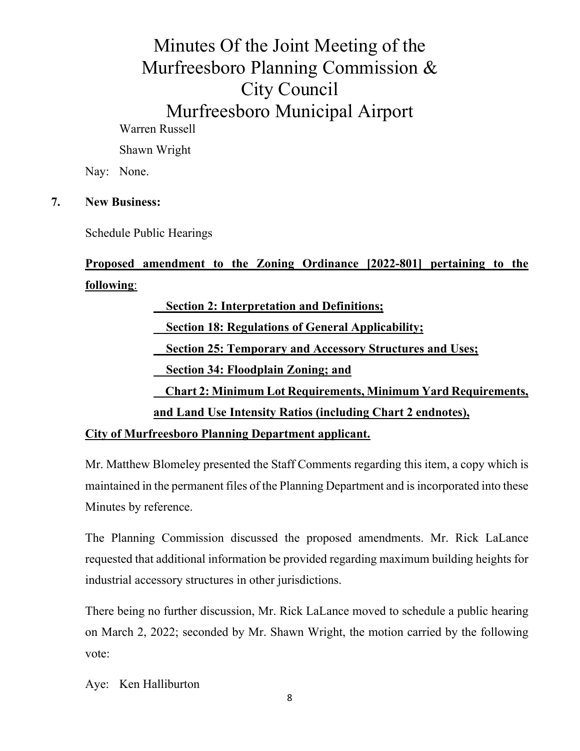Warren Russell

Shawn Wright

Nay: None.

**7. New Business:**

Schedule Public Hearings

**Proposed amendment to the Zoning Ordinance [2022-801] pertaining to the following**:

**Section 2: Interpretation and Definitions;**

**Section 18: Regulations of General Applicability;**

**Section 25: Temporary and Accessory Structures and Uses;**

**Section 34: Floodplain Zoning; and**

**Chart 2: Minimum Lot Requirements, Minimum Yard Requirements, and Land Use Intensity Ratios (including Chart 2 endnotes),**

**City of Murfreesboro Planning Department applicant.**

Mr. Matthew Blomeley presented the Staff Comments regarding this item, a copy which is maintained in the permanent files of the Planning Department and is incorporated into these Minutes by reference.

The Planning Commission discussed the proposed amendments. Mr. Rick LaLance requested that additional information be provided regarding maximum building heights for industrial accessory structures in other jurisdictions.

There being no further discussion, Mr. Rick LaLance moved to schedule a public hearing on March 2, 2022; seconded by Mr. Shawn Wright, the motion carried by the following vote:

Aye: Ken Halliburton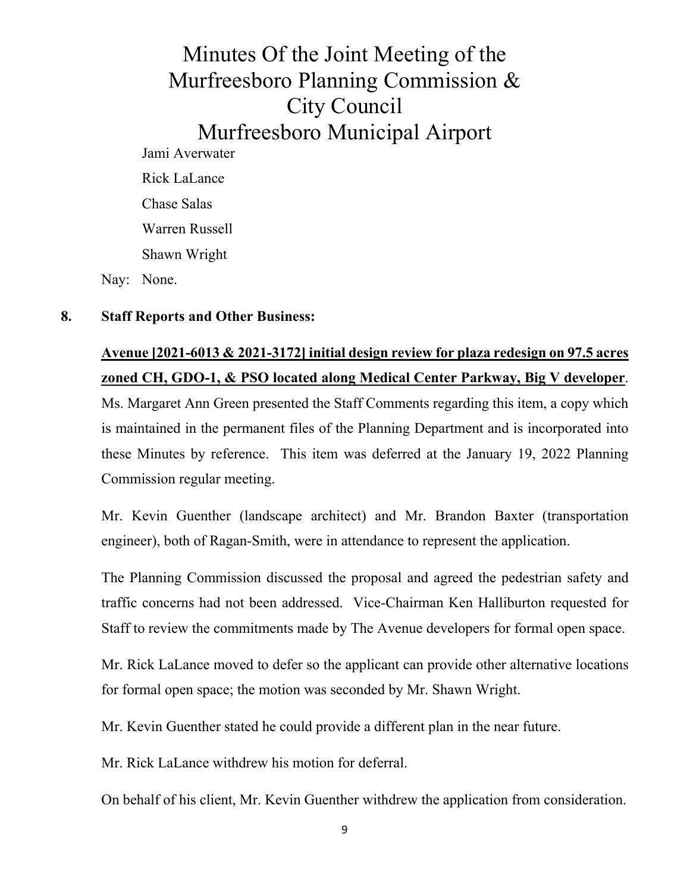# Minutes Of the Joint Meeting of the Murfreesboro Planning Commission & City Council Murfreesboro Municipal Airport

Jami Averwater

Rick LaLance

Chase Salas

Warren Russell

Shawn Wright

Nay: None.

**8. Staff Reports and Other Business:**

**<u>Avenue [2021-6013 & 2021-3172] initial design review for plaza redesign on 97.5 acres zoned CH, GDO-1, & PSO located along Medical Center Parkway, Big V developer</u>**. Ms. Margaret Ann Green presented the Staff Comments regarding this item, a copy which is maintained in the permanent files of the Planning Department and is incorporated into these Minutes by reference. This item was deferred at the January 19, 2022 Planning Commission regular meeting.

Mr. Kevin Guenther (landscape architect) and Mr. Brandon Baxter (transportation engineer), both of Ragan-Smith, were in attendance to represent the application.

The Planning Commission discussed the proposal and agreed the pedestrian safety and traffic concerns had not been addressed. Vice-Chairman Ken Halliburton requested for Staff to review the commitments made by The Avenue developers for formal open space.

Mr. Rick LaLance moved to defer so the applicant can provide other alternative locations for formal open space; the motion was seconded by Mr. Shawn Wright.

Mr. Kevin Guenther stated he could provide a different plan in the near future.

Mr. Rick LaLance withdrew his motion for deferral.

On behalf of his client, Mr. Kevin Guenther withdrew the application from consideration.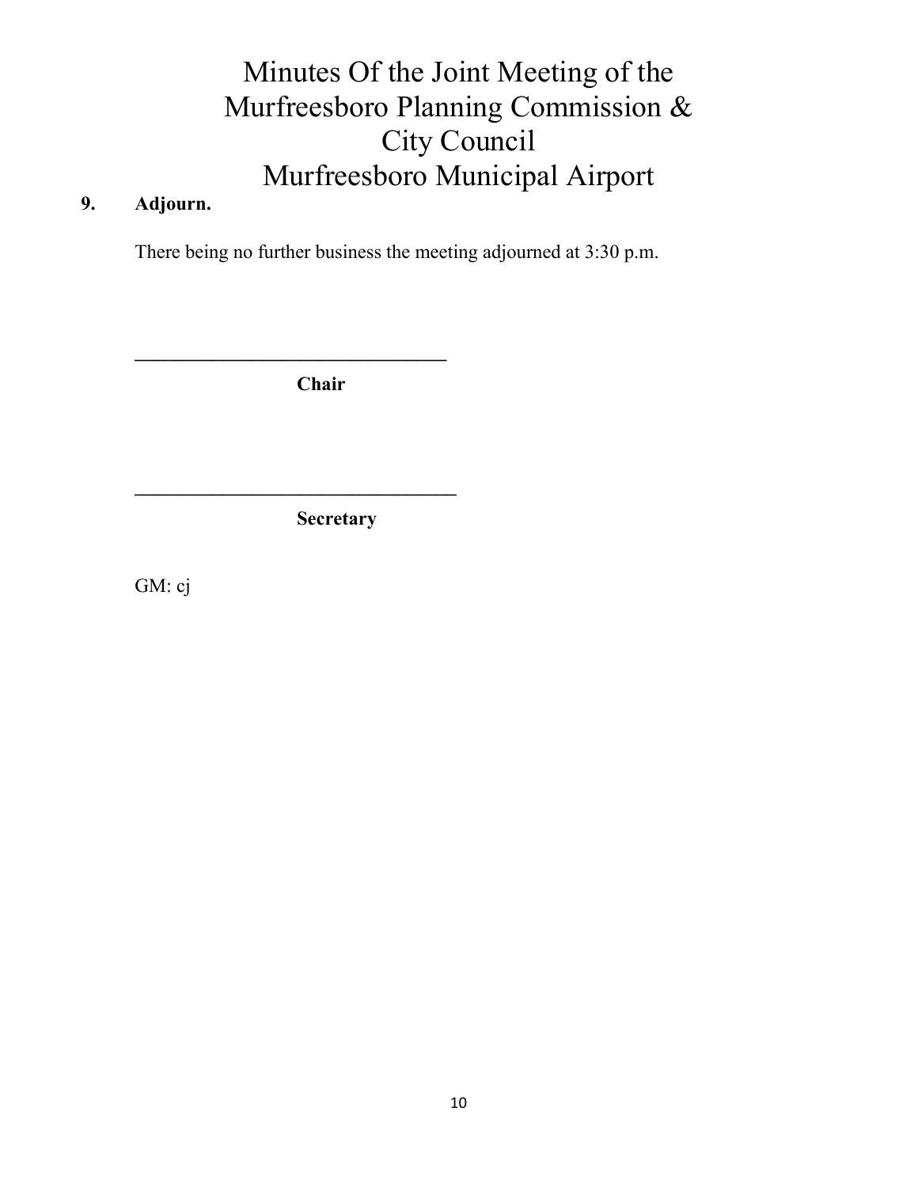**9. Adjourn.**

There being no further business the meeting adjourned at 3:30 p.m.

\_\_\_\_\_\_\_\_\_\_\_\_\_\_\_\_\_\_\_\_\_\_\_\_\_\_\_\_\_\_\_\_

**Chair**

\_\_\_\_\_\_\_\_\_\_\_\_\_\_\_\_\_\_\_\_\_\_\_\_\_\_\_\_\_\_\_\_

**Secretary**

GM: cj